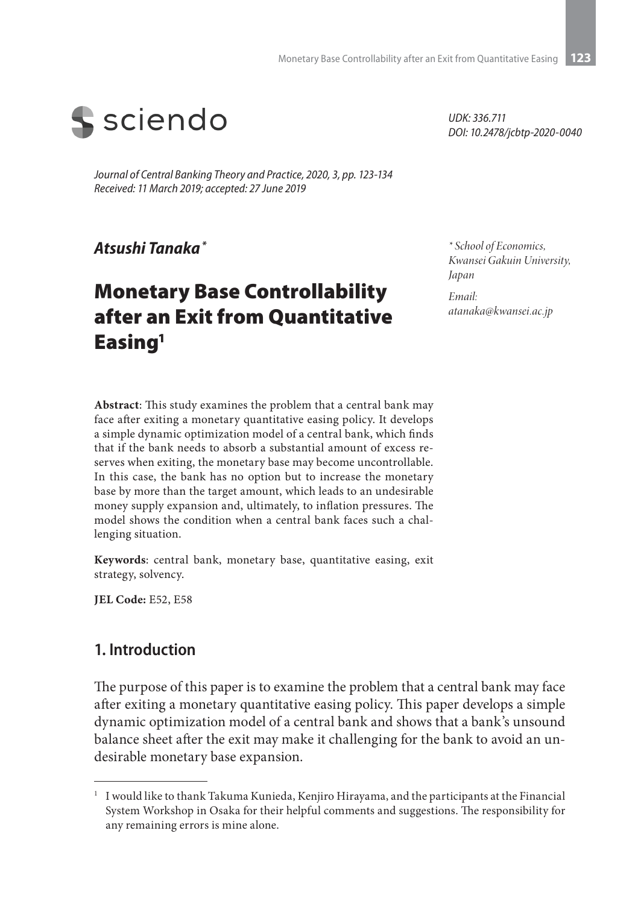sciendo

*UDK: 336.711*
*DOI: 10.2478/jcbtp-2020-0040*

*Journal of Central Banking Theory and Practice, 2020, 3, pp. 123-134*
*Received: 11 March 2019; accepted: 27 June 2019*

***Atsushi Tanaka*** [*]

*[*] School of Economics, Kwansei Gakuin University, Japan*

*Email: atanaka@kwansei.ac.jp*

# Monetary Base Controllability after an Exit from Quantitative Easing[1]

**Abstract**: This study examines the problem that a central bank may face after exiting a monetary quantitative easing policy. It develops a simple dynamic optimization model of a central bank, which finds that if the bank needs to absorb a substantial amount of excess reserves when exiting, the monetary base may become uncontrollable. In this case, the bank has no option but to increase the monetary base by more than the target amount, which leads to an undesirable money supply expansion and, ultimately, to inflation pressures. The model shows the condition when a central bank faces such a challenging situation.

**Keywords**: central bank, monetary base, quantitative easing, exit strategy, solvency.

**JEL Code:** E52, E58

## 1. Introduction

The purpose of this paper is to examine the problem that a central bank may face after exiting a monetary quantitative easing policy. This paper develops a simple dynamic optimization model of a central bank and shows that a bank's unsound balance sheet after the exit may make it challenging for the bank to avoid an undesirable monetary base expansion.

[1] I would like to thank Takuma Kunieda, Kenjiro Hirayama, and the participants at the Financial System Workshop in Osaka for their helpful comments and suggestions. The responsibility for any remaining errors is mine alone.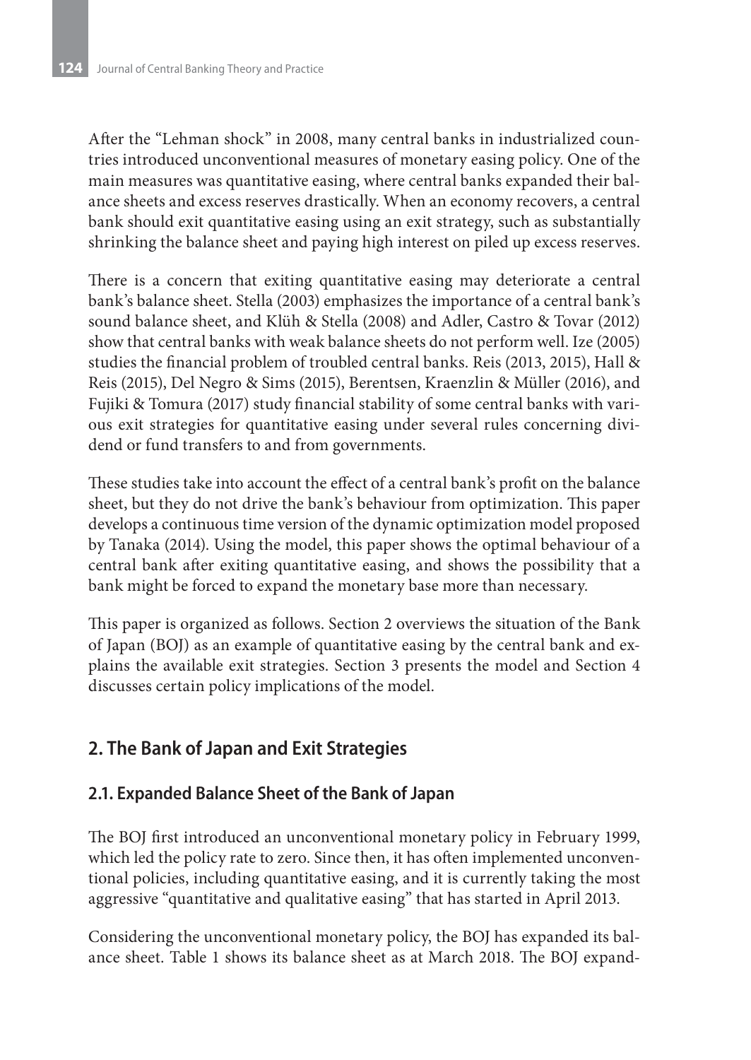After the "Lehman shock" in 2008, many central banks in industrialized countries introduced unconventional measures of monetary easing policy. One of the main measures was quantitative easing, where central banks expanded their balance sheets and excess reserves drastically. When an economy recovers, a central bank should exit quantitative easing using an exit strategy, such as substantially shrinking the balance sheet and paying high interest on piled up excess reserves.

There is a concern that exiting quantitative easing may deteriorate a central bank's balance sheet. Stella (2003) emphasizes the importance of a central bank's sound balance sheet, and Klüh & Stella (2008) and Adler, Castro & Tovar (2012) show that central banks with weak balance sheets do not perform well. Ize (2005) studies the financial problem of troubled central banks. Reis (2013, 2015), Hall & Reis (2015), Del Negro & Sims (2015), Berentsen, Kraenzlin & Müller (2016), and Fujiki & Tomura (2017) study financial stability of some central banks with various exit strategies for quantitative easing under several rules concerning dividend or fund transfers to and from governments.

These studies take into account the effect of a central bank's profit on the balance sheet, but they do not drive the bank's behaviour from optimization. This paper develops a continuous time version of the dynamic optimization model proposed by Tanaka (2014). Using the model, this paper shows the optimal behaviour of a central bank after exiting quantitative easing, and shows the possibility that a bank might be forced to expand the monetary base more than necessary.

This paper is organized as follows. Section 2 overviews the situation of the Bank of Japan (BOJ) as an example of quantitative easing by the central bank and explains the available exit strategies. Section 3 presents the model and Section 4 discusses certain policy implications of the model.

## 2. The Bank of Japan and Exit Strategies

### 2.1. Expanded Balance Sheet of the Bank of Japan

The BOJ first introduced an unconventional monetary policy in February 1999, which led the policy rate to zero. Since then, it has often implemented unconventional policies, including quantitative easing, and it is currently taking the most aggressive "quantitative and qualitative easing" that has started in April 2013.

Considering the unconventional monetary policy, the BOJ has expanded its balance sheet. Table 1 shows its balance sheet as at March 2018. The BOJ expand-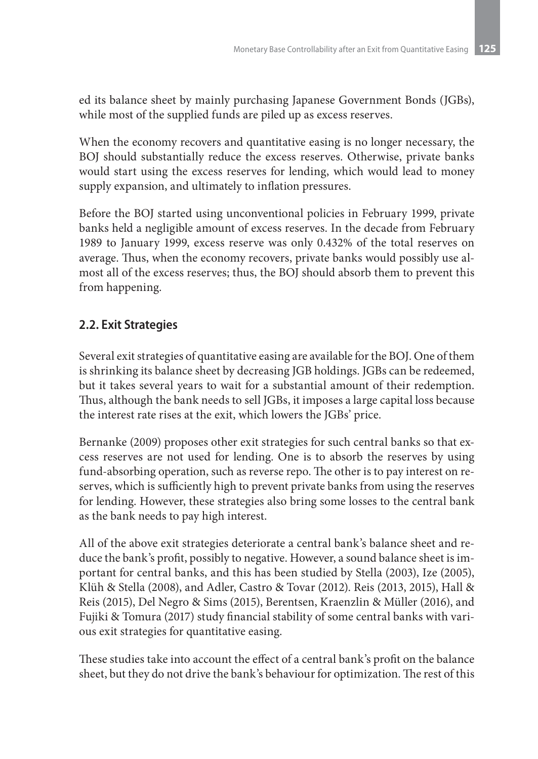ed its balance sheet by mainly purchasing Japanese Government Bonds (JGBs), while most of the supplied funds are piled up as excess reserves.

When the economy recovers and quantitative easing is no longer necessary, the BOJ should substantially reduce the excess reserves. Otherwise, private banks would start using the excess reserves for lending, which would lead to money supply expansion, and ultimately to inflation pressures.

Before the BOJ started using unconventional policies in February 1999, private banks held a negligible amount of excess reserves. In the decade from February 1989 to January 1999, excess reserve was only 0.432% of the total reserves on average. Thus, when the economy recovers, private banks would possibly use almost all of the excess reserves; thus, the BOJ should absorb them to prevent this from happening.

## 2.2. Exit Strategies

Several exit strategies of quantitative easing are available for the BOJ. One of them is shrinking its balance sheet by decreasing JGB holdings. JGBs can be redeemed, but it takes several years to wait for a substantial amount of their redemption. Thus, although the bank needs to sell JGBs, it imposes a large capital loss because the interest rate rises at the exit, which lowers the JGBs' price.

Bernanke (2009) proposes other exit strategies for such central banks so that excess reserves are not used for lending. One is to absorb the reserves by using fund-absorbing operation, such as reverse repo. The other is to pay interest on reserves, which is sufficiently high to prevent private banks from using the reserves for lending. However, these strategies also bring some losses to the central bank as the bank needs to pay high interest.

All of the above exit strategies deteriorate a central bank's balance sheet and reduce the bank's profit, possibly to negative. However, a sound balance sheet is important for central banks, and this has been studied by Stella (2003), Ize (2005), Klüh & Stella (2008), and Adler, Castro & Tovar (2012). Reis (2013, 2015), Hall & Reis (2015), Del Negro & Sims (2015), Berentsen, Kraenzlin & Müller (2016), and Fujiki & Tomura (2017) study financial stability of some central banks with various exit strategies for quantitative easing.

These studies take into account the effect of a central bank's profit on the balance sheet, but they do not drive the bank's behaviour for optimization. The rest of this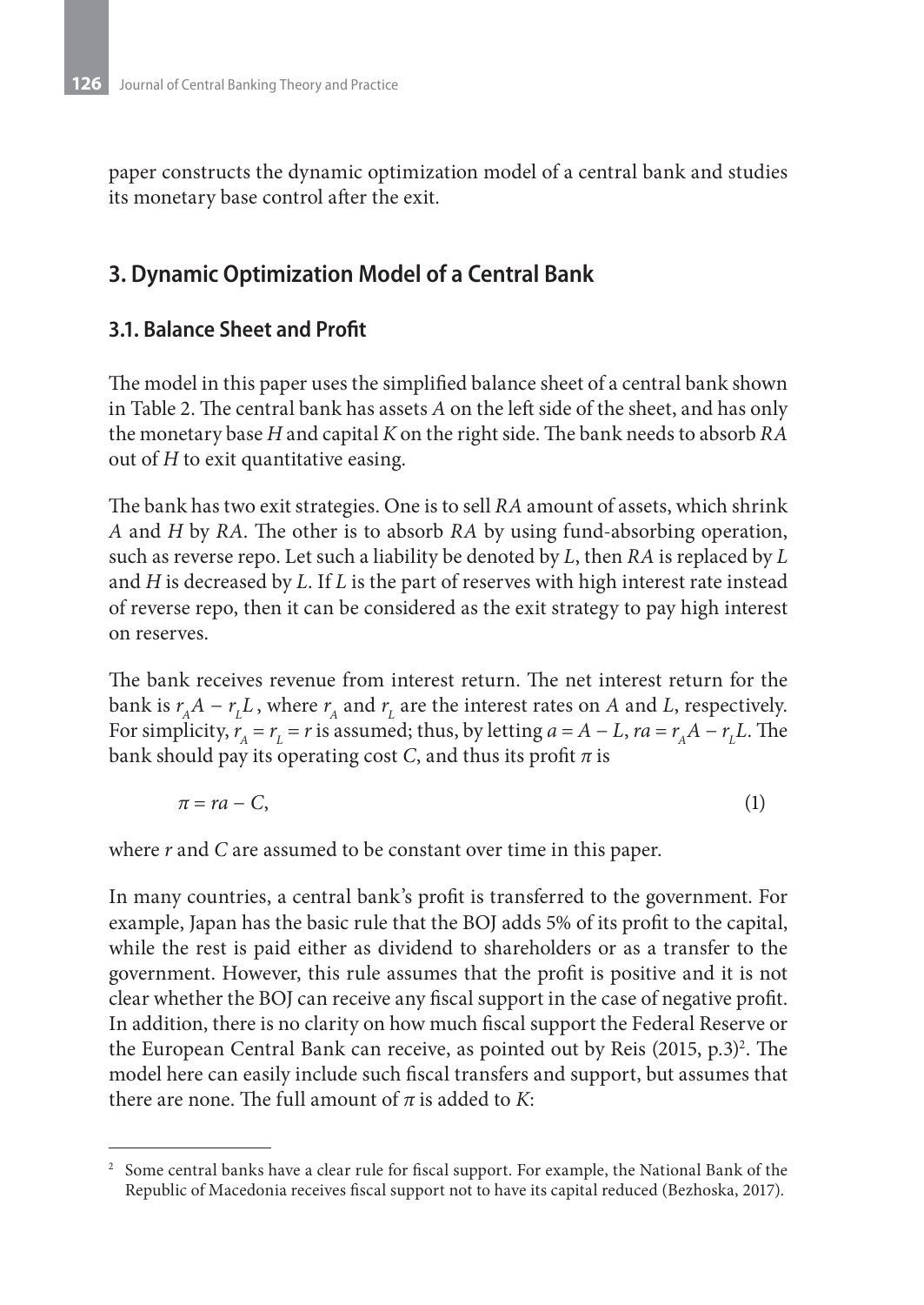paper constructs the dynamic optimization model of a central bank and studies its monetary base control after the exit.

## 3. Dynamic Optimization Model of a Central Bank

### 3.1. Balance Sheet and Profit

The model in this paper uses the simplified balance sheet of a central bank shown in Table 2. The central bank has assets $A$ on the left side of the sheet, and has only the monetary base $H$ and capital $K$ on the right side. The bank needs to absorb $RA$ out of $H$ to exit quantitative easing.

The bank has two exit strategies. One is to sell $RA$ amount of assets, which shrink $A$ and $H$ by $RA$. The other is to absorb $RA$ by using fund-absorbing operation, such as reverse repo. Let such a liability be denoted by $L$, then $RA$ is replaced by $L$ and $H$ is decreased by $L$. If $L$ is the part of reserves with high interest rate instead of reverse repo, then it can be considered as the exit strategy to pay high interest on reserves.

The bank receives revenue from interest return. The net interest return for the bank is $r_A A - r_L L$, where $r_A$ and $r_L$ are the interest rates on $A$ and $L$, respectively. For simplicity, $r_A = r_L = r$ is assumed; thus, by letting $a = A - L$, $ra = r_A A - r_L L$. The bank should pay its operating cost $C$, and thus its profit $\pi$ is

$$\pi = ra - C, \tag{1}$$

where $r$ and $C$ are assumed to be constant over time in this paper.

In many countries, a central bank's profit is transferred to the government. For example, Japan has the basic rule that the BOJ adds 5% of its profit to the capital, while the rest is paid either as dividend to shareholders or as a transfer to the government. However, this rule assumes that the profit is positive and it is not clear whether the BOJ can receive any fiscal support in the case of negative profit. In addition, there is no clarity on how much fiscal support the Federal Reserve or the European Central Bank can receive, as pointed out by Reis (2015, p.3)[2]. The model here can easily include such fiscal transfers and support, but assumes that there are none. The full amount of $\pi$ is added to $K$:

[2] Some central banks have a clear rule for fiscal support. For example, the National Bank of the Republic of Macedonia receives fiscal support not to have its capital reduced (Bezhoska, 2017).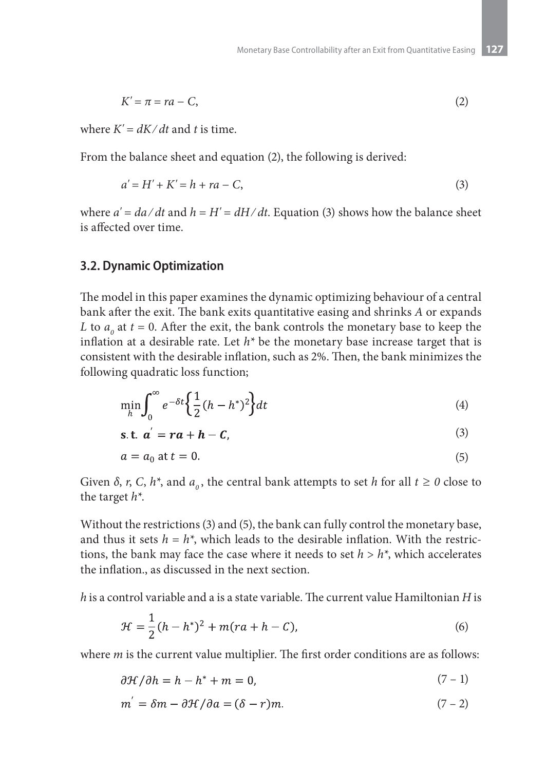$$K' = \pi = ra - C, \tag{2}$$

where $K' = dK/dt$ and $t$ is time.

From the balance sheet and equation (2), the following is derived:

$$a' = H' + K' = h + ra - C, \tag{3}$$

where $a' = da/dt$ and $h = H' = dH/dt$. Equation (3) shows how the balance sheet is affected over time.

### 3.2. Dynamic Optimization

The model in this paper examines the dynamic optimizing behaviour of a central bank after the exit. The bank exits quantitative easing and shrinks $A$ or expands $L$ to $a_0$ at $t = 0$. After the exit, the bank controls the monetary base to keep the inflation at a desirable rate. Let $h^*$ be the monetary base increase target that is consistent with the desirable inflation, such as 2%. Then, the bank minimizes the following quadratic loss function;

$$\min_h \int_0^\infty e^{-\delta t}\left\{\frac{1}{2}(h - h^*)^2\right\}dt \tag{4}$$

$$\textbf{s.t. } \boldsymbol{a' = ra + h - C}, \tag{3}$$

$$a = a_0 \text{ at } t = 0. \tag{5}$$

Given $\delta$, $r$, $C$, $h^*$, and $a_0$, the central bank attempts to set $h$ for all $t \geq 0$ close to the target $h^*$.

Without the restrictions (3) and (5), the bank can fully control the monetary base, and thus it sets $h = h^*$, which leads to the desirable inflation. With the restrictions, the bank may face the case where it needs to set $h > h^*$, which accelerates the inflation., as discussed in the next section.

$h$ is a control variable and a is a state variable. The current value Hamiltonian $H$ is

$$\mathcal{H} = \frac{1}{2}(h - h^*)^2 + m(ra + h - C), \tag{6}$$

where $m$ is the current value multiplier. The first order conditions are as follows:

$$\partial\mathcal{H}/\partial h = h - h^* + m = 0, \tag{7 – 1}$$

$$m' = \delta m - \partial\mathcal{H}/\partial a = (\delta - r)m. \tag{7 – 2}$$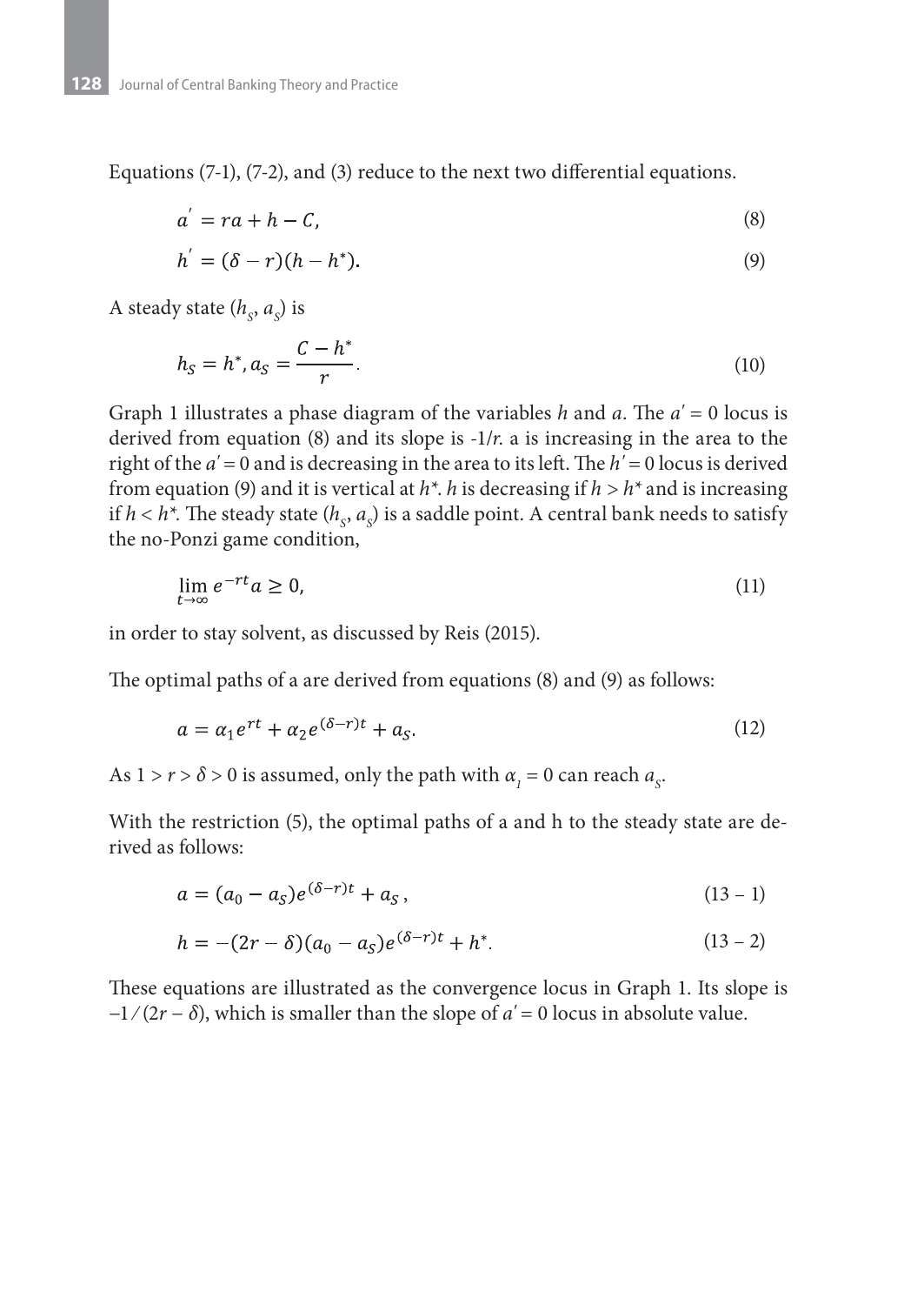Equations (7-1), (7-2), and (3) reduce to the next two differential equations.

$$a' = ra + h - C, \tag{8}$$

$$h' = (\delta - r)(h - h^*). \tag{9}$$

A steady state ($h_S$, $a_S$) is

$$h_S = h^*, a_S = \frac{C - h^*}{r}. \tag{10}$$

Graph 1 illustrates a phase diagram of the variables $h$ and $a$. The $a' = 0$ locus is derived from equation (8) and its slope is $-1/r$. a is increasing in the area to the right of the $a' = 0$ and is decreasing in the area to its left. The $h' = 0$ locus is derived from equation (9) and it is vertical at $h^*$. $h$ is decreasing if $h > h^*$ and is increasing if $h < h^*$. The steady state ($h_S$, $a_S$) is a saddle point. A central bank needs to satisfy the no-Ponzi game condition,

$$\lim_{t \to \infty} e^{-rt} a \geq 0, \tag{11}$$

in order to stay solvent, as discussed by Reis (2015).

The optimal paths of a are derived from equations (8) and (9) as follows:

$$a = \alpha_1 e^{rt} + \alpha_2 e^{(\delta - r)t} + a_S. \tag{12}$$

As $1 > r > \delta > 0$ is assumed, only the path with $\alpha_1 = 0$ can reach $a_S$.

With the restriction (5), the optimal paths of a and h to the steady state are derived as follows:

$$a = (a_0 - a_S)e^{(\delta - r)t} + a_S, \tag{13 – 1}$$

$$h = -(2r - \delta)(a_0 - a_S)e^{(\delta - r)t} + h^*. \tag{13 – 2}$$

These equations are illustrated as the convergence locus in Graph 1. Its slope is $-1/(2r - \delta)$, which is smaller than the slope of $a' = 0$ locus in absolute value.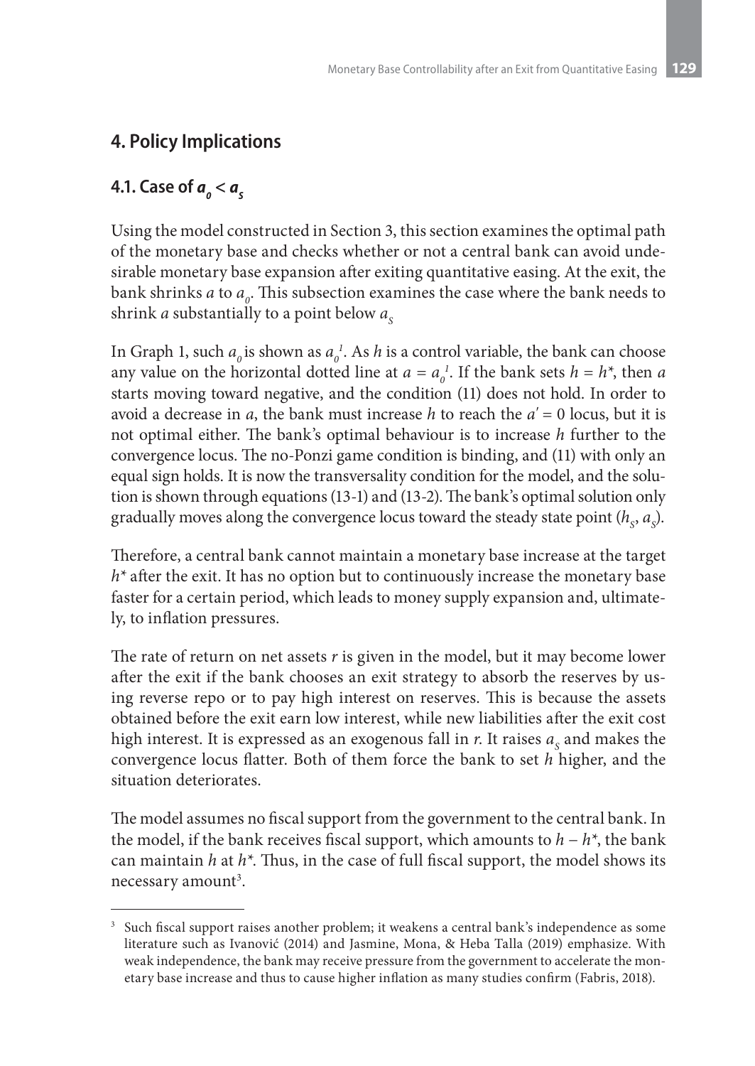## 4. Policy Implications

### 4.1. Case of $a_0 < a_s$

Using the model constructed in Section 3, this section examines the optimal path of the monetary base and checks whether or not a central bank can avoid undesirable monetary base expansion after exiting quantitative easing. At the exit, the bank shrinks $a$ to $a_0$. This subsection examines the case where the bank needs to shrink $a$ substantially to a point below $a_s$

In Graph 1, such $a_0$ is shown as $a_0^1$. As $h$ is a control variable, the bank can choose any value on the horizontal dotted line at $a = a_0^1$. If the bank sets $h = h^*$, then $a$ starts moving toward negative, and the condition (11) does not hold. In order to avoid a decrease in $a$, the bank must increase $h$ to reach the $a' = 0$ locus, but it is not optimal either. The bank's optimal behaviour is to increase $h$ further to the convergence locus. The no-Ponzi game condition is binding, and (11) with only an equal sign holds. It is now the transversality condition for the model, and the solution is shown through equations (13-1) and (13-2). The bank's optimal solution only gradually moves along the convergence locus toward the steady state point $(h_S, a_S)$.

Therefore, a central bank cannot maintain a monetary base increase at the target $h^*$ after the exit. It has no option but to continuously increase the monetary base faster for a certain period, which leads to money supply expansion and, ultimately, to inflation pressures.

The rate of return on net assets $r$ is given in the model, but it may become lower after the exit if the bank chooses an exit strategy to absorb the reserves by using reverse repo or to pay high interest on reserves. This is because the assets obtained before the exit earn low interest, while new liabilities after the exit cost high interest. It is expressed as an exogenous fall in $r$. It raises $a_S$ and makes the convergence locus flatter. Both of them force the bank to set $h$ higher, and the situation deteriorates.

The model assumes no fiscal support from the government to the central bank. In the model, if the bank receives fiscal support, which amounts to $h - h^*$, the bank can maintain $h$ at $h^*$. Thus, in the case of full fiscal support, the model shows its necessary amount[3].

[3] Such fiscal support raises another problem; it weakens a central bank's independence as some literature such as Ivanović (2014) and Jasmine, Mona, & Heba Talla (2019) emphasize. With weak independence, the bank may receive pressure from the government to accelerate the monetary base increase and thus to cause higher inflation as many studies confirm (Fabris, 2018).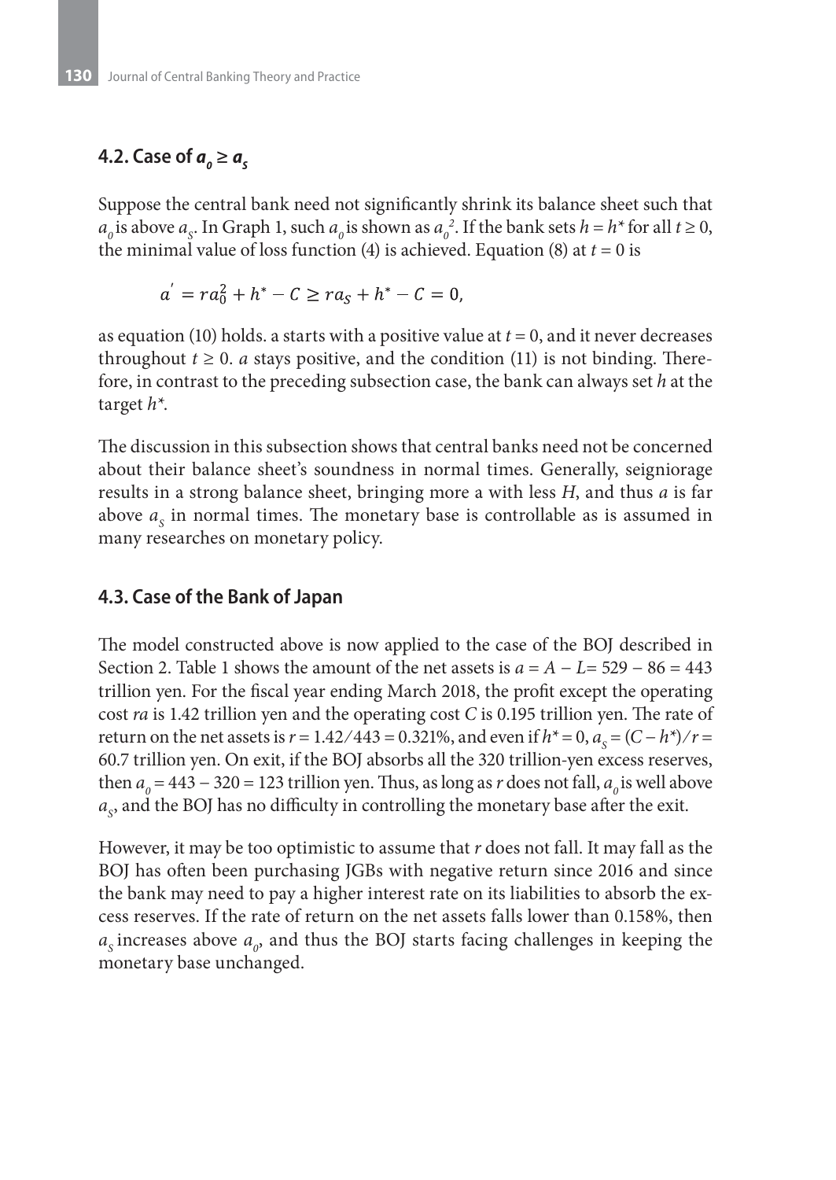## 4.2. Case of $a_0 \geq a_s$

Suppose the central bank need not significantly shrink its balance sheet such that $a_0$ is above $a_S$. In Graph 1, such $a_0$ is shown as $a_0^2$. If the bank sets $h = h^*$ for all $t \geq 0$, the minimal value of loss function (4) is achieved. Equation (8) at $t = 0$ is

$$a' = ra_0^2 + h^* - C \geq ra_S + h^* - C = 0,$$

as equation (10) holds. a starts with a positive value at $t = 0$, and it never decreases throughout $t \geq 0$. $a$ stays positive, and the condition (11) is not binding. Therefore, in contrast to the preceding subsection case, the bank can always set $h$ at the target $h^*$.

The discussion in this subsection shows that central banks need not be concerned about their balance sheet's soundness in normal times. Generally, seigniorage results in a strong balance sheet, bringing more a with less $H$, and thus $a$ is far above $a_S$ in normal times. The monetary base is controllable as is assumed in many researches on monetary policy.

## 4.3. Case of the Bank of Japan

The model constructed above is now applied to the case of the BOJ described in Section 2. Table 1 shows the amount of the net assets is $a = A - L = 529 - 86 = 443$ trillion yen. For the fiscal year ending March 2018, the profit except the operating cost $ra$ is 1.42 trillion yen and the operating cost $C$ is 0.195 trillion yen. The rate of return on the net assets is $r = 1.42/443 = 0.321\%$, and even if $h^* = 0$, $a_S = (C - h^*)/r =$ 60.7 trillion yen. On exit, if the BOJ absorbs all the 320 trillion-yen excess reserves, then $a_0 = 443 - 320 = 123$ trillion yen. Thus, as long as $r$ does not fall, $a_0$ is well above $a_S$, and the BOJ has no difficulty in controlling the monetary base after the exit.

However, it may be too optimistic to assume that $r$ does not fall. It may fall as the BOJ has often been purchasing JGBs with negative return since 2016 and since the bank may need to pay a higher interest rate on its liabilities to absorb the excess reserves. If the rate of return on the net assets falls lower than 0.158%, then $a_S$ increases above $a_0$, and thus the BOJ starts facing challenges in keeping the monetary base unchanged.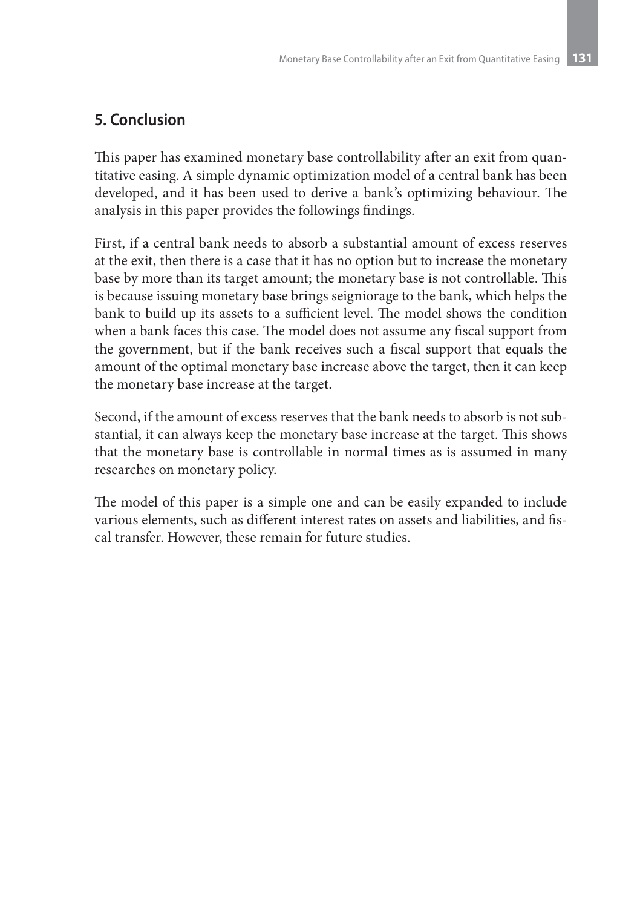## 5. Conclusion

This paper has examined monetary base controllability after an exit from quantitative easing. A simple dynamic optimization model of a central bank has been developed, and it has been used to derive a bank's optimizing behaviour. The analysis in this paper provides the followings findings.

First, if a central bank needs to absorb a substantial amount of excess reserves at the exit, then there is a case that it has no option but to increase the monetary base by more than its target amount; the monetary base is not controllable. This is because issuing monetary base brings seigniorage to the bank, which helps the bank to build up its assets to a sufficient level. The model shows the condition when a bank faces this case. The model does not assume any fiscal support from the government, but if the bank receives such a fiscal support that equals the amount of the optimal monetary base increase above the target, then it can keep the monetary base increase at the target.

Second, if the amount of excess reserves that the bank needs to absorb is not substantial, it can always keep the monetary base increase at the target. This shows that the monetary base is controllable in normal times as is assumed in many researches on monetary policy.

The model of this paper is a simple one and can be easily expanded to include various elements, such as different interest rates on assets and liabilities, and fiscal transfer. However, these remain for future studies.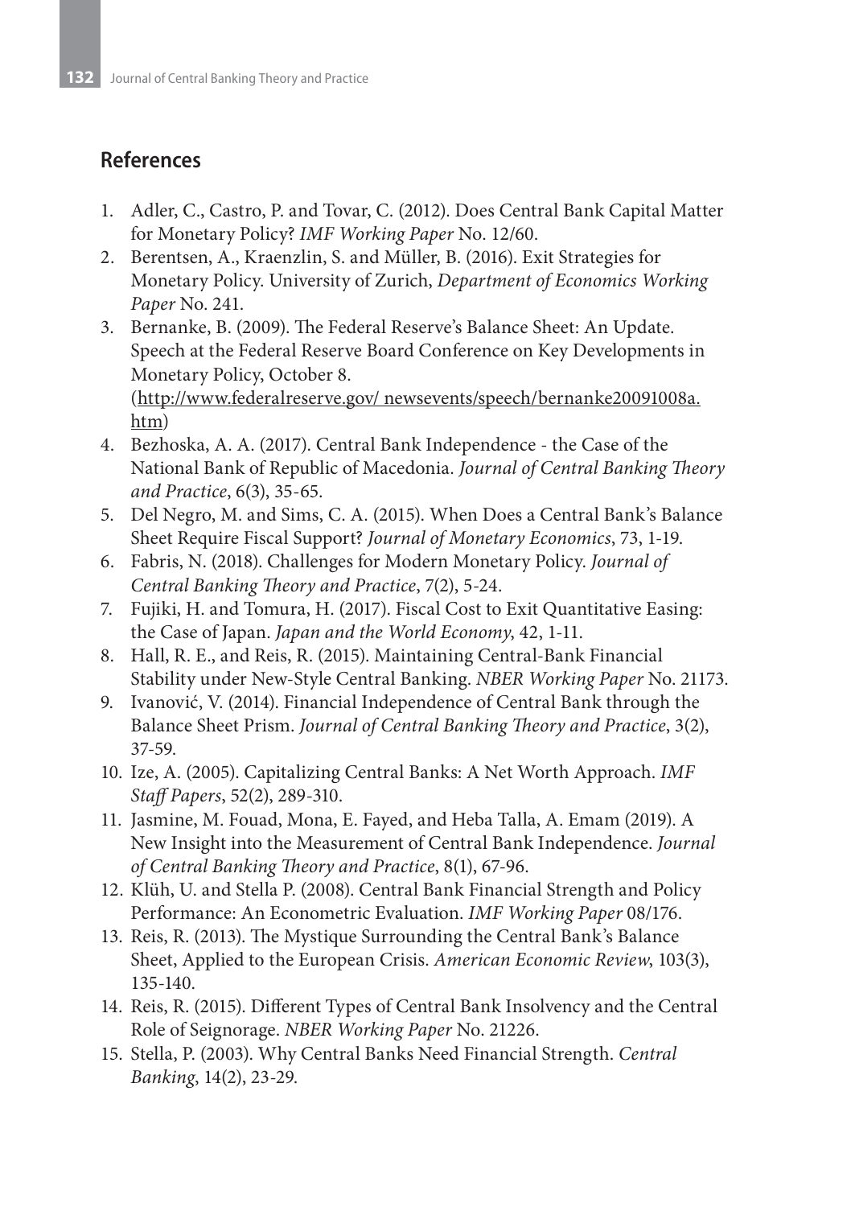## References

1. Adler, C., Castro, P. and Tovar, C. (2012). Does Central Bank Capital Matter for Monetary Policy? *IMF Working Paper* No. 12/60.
2. Berentsen, A., Kraenzlin, S. and Müller, B. (2016). Exit Strategies for Monetary Policy. University of Zurich, *Department of Economics Working Paper* No. 241.
3. Bernanke, B. (2009). The Federal Reserve's Balance Sheet: An Update. Speech at the Federal Reserve Board Conference on Key Developments in Monetary Policy, October 8. (http://www.federalreserve.gov/ newsevents/speech/bernanke20091008a.htm)
4. Bezhoska, A. A. (2017). Central Bank Independence - the Case of the National Bank of Republic of Macedonia. *Journal of Central Banking Theory and Practice*, 6(3), 35-65.
5. Del Negro, M. and Sims, C. A. (2015). When Does a Central Bank's Balance Sheet Require Fiscal Support? *Journal of Monetary Economics*, 73, 1-19.
6. Fabris, N. (2018). Challenges for Modern Monetary Policy. *Journal of Central Banking Theory and Practice*, 7(2), 5-24.
7. Fujiki, H. and Tomura, H. (2017). Fiscal Cost to Exit Quantitative Easing: the Case of Japan. *Japan and the World Economy*, 42, 1-11.
8. Hall, R. E., and Reis, R. (2015). Maintaining Central-Bank Financial Stability under New-Style Central Banking. *NBER Working Paper* No. 21173.
9. Ivanović, V. (2014). Financial Independence of Central Bank through the Balance Sheet Prism. *Journal of Central Banking Theory and Practice*, 3(2), 37-59.
10. Ize, A. (2005). Capitalizing Central Banks: A Net Worth Approach. *IMF Staff Papers*, 52(2), 289-310.
11. Jasmine, M. Fouad, Mona, E. Fayed, and Heba Talla, A. Emam (2019). A New Insight into the Measurement of Central Bank Independence. *Journal of Central Banking Theory and Practice*, 8(1), 67-96.
12. Klüh, U. and Stella P. (2008). Central Bank Financial Strength and Policy Performance: An Econometric Evaluation. *IMF Working Paper* 08/176.
13. Reis, R. (2013). The Mystique Surrounding the Central Bank's Balance Sheet, Applied to the European Crisis. *American Economic Review*, 103(3), 135-140.
14. Reis, R. (2015). Different Types of Central Bank Insolvency and the Central Role of Seignorage. *NBER Working Paper* No. 21226.
15. Stella, P. (2003). Why Central Banks Need Financial Strength. *Central Banking*, 14(2), 23-29.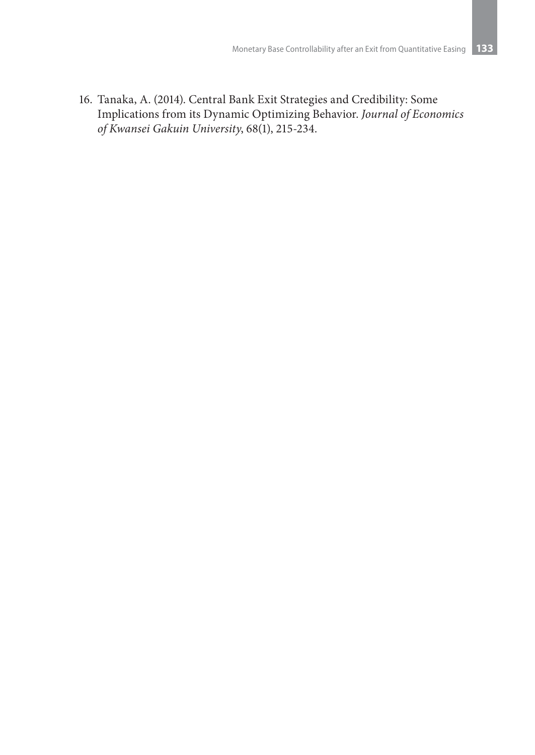16. Tanaka, A. (2014). Central Bank Exit Strategies and Credibility: Some Implications from its Dynamic Optimizing Behavior. *Journal of Economics of Kwansei Gakuin University*, 68(1), 215-234.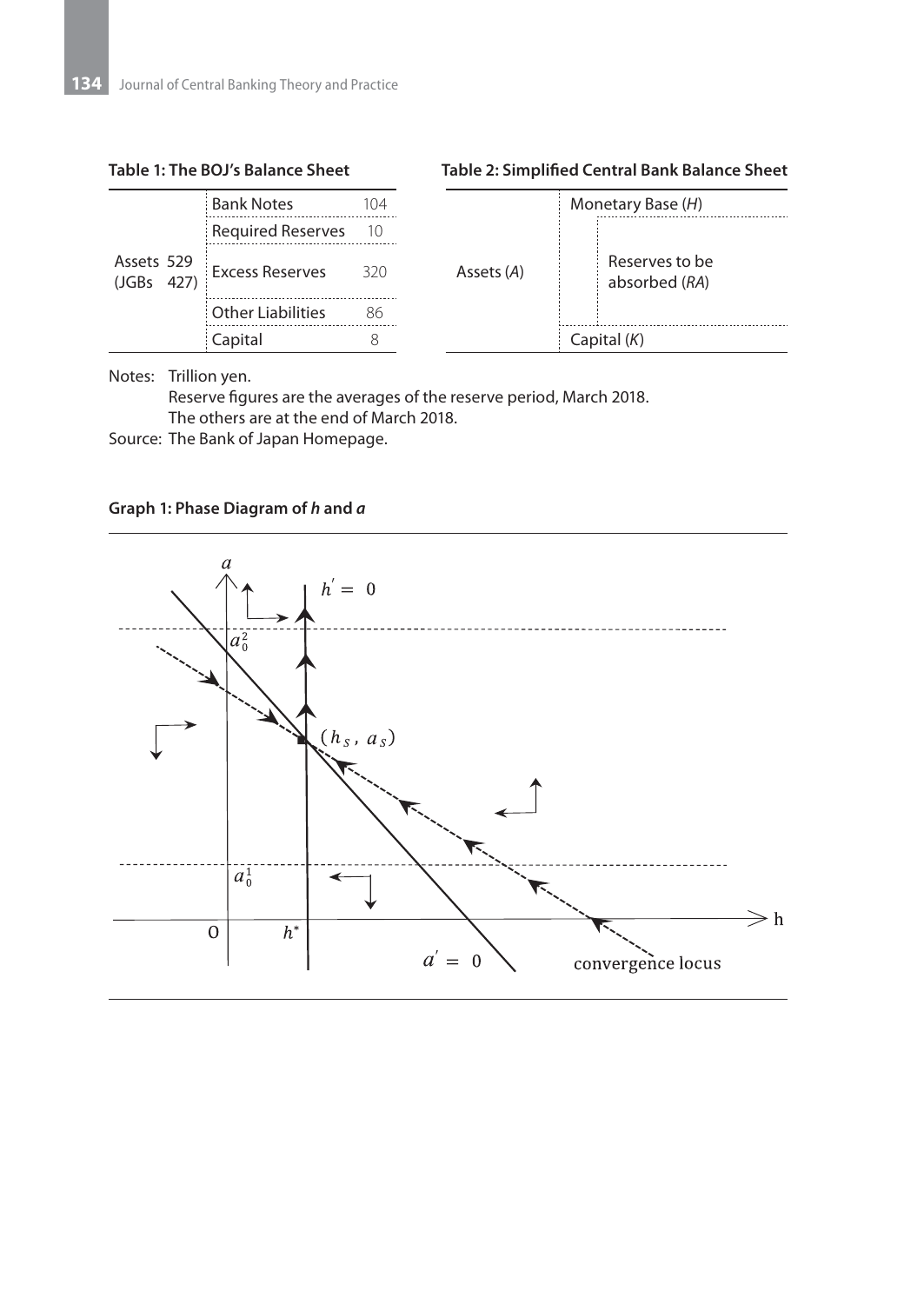**Table 1: The BOJ's Balance Sheet**

| | | |
|---|---|---|
| Assets 529 (JGBs 427) | Bank Notes | 104 |
| | Required Reserves | 10 |
| | Excess Reserves | 320 |
| | Other Liabilities | 86 |
| | Capital | 8 |

**Table 2: Simplified Central Bank Balance Sheet**

| | | |
|---|---|---|
| Assets (*A*) | Monetary Base (*H*) | |
| | | Reserves to be absorbed (*RA*) |
| | Capital (*K*) | |

Notes: Trillion yen.
Reserve figures are the averages of the reserve period, March 2018.
The others are at the end of March 2018.
Source: The Bank of Japan Homepage.

**Graph 1: Phase Diagram of *h* and *a***

a

$h' = 0$

$a_0^2$

$(h_s, a_s)$

$a_0^1$

O

$h^*$

h

$a' = 0$

convergence locus